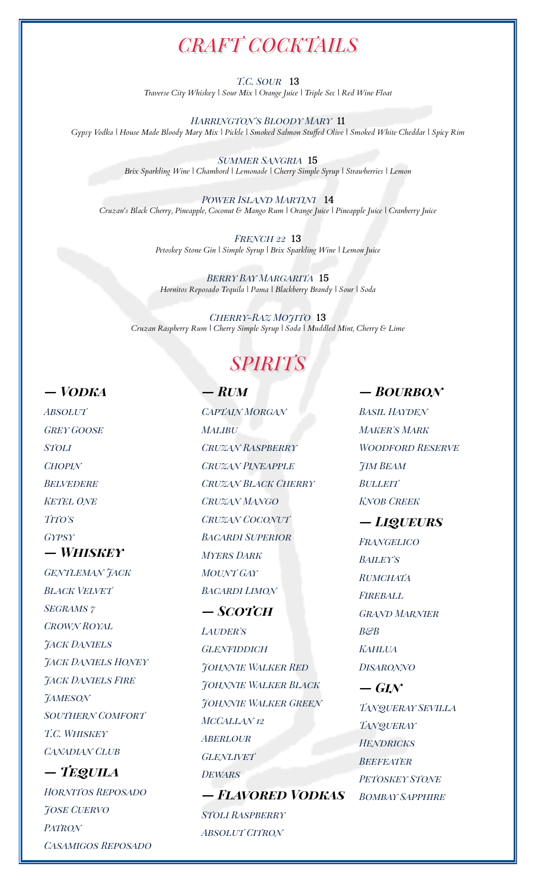# CRAFT COCKTAILS

**T.C. Sour** 13
*Traverse City Whiskey | Sour Mix | Orange Juice | Triple Sec | Red Wine Float*

**Harrington's Bloody Mary** 11
*Gypsy Vodka | House Made Bloody Mary Mix | Pickle | Smoked Salmon Stuffed Olive | Smoked White Cheddar | Spicy Rim*

**Summer Sangria** 15
*Brix Sparkling Wine | Chambord | Lemonade | Cherry Simple Syrup | Strawberries | Lemon*

**Power Island Martini** 14
*Cruzan's Black Cherry, Pineapple, Coconut & Mango Rum | Orange Juice | Pineapple Juice | Cranberry Juice*

**French 22** 13
*Petoskey Stone Gin | Simple Syrup | Brix Sparkling Wine | Lemon Juice*

**Berry Bay Margarita** 15
*Hornitos Reposado Tequila | Pama | Blackberry Brandy | Sour | Soda*

**Cherry-Raz Mojito** 13
*Cruzan Raspberry Rum | Cherry Simple Syrup | Soda | Muddled Mint, Cherry & Lime*

# SPIRITS

## — Vodka

- Absolut
- Grey Goose
- Stoli
- Chopin
- Belvedere
- Ketel One
- Tito's
- Gypsy

## — Whiskey

- Gentleman Jack
- Black Velvet
- Segrams 7
- Crown Royal
- Jack Daniels
- Jack Daniels Honey
- Jack Daniels Fire
- Jameson
- Southern Comfort
- T.C. Whiskey
- Canadian Club

## — Tequila

- Hornitos Reposado
- Jose Cuervo
- Patron
- Casamigos Reposado

## — Rum

- Captain Morgan
- Malibu
- Cruzan Raspberry
- Cruzan Pineapple
- Cruzan Black Cherry
- Cruzan Mango
- Cruzan Coconut
- Bacardi Superior
- Myers Dark
- Mount Gay
- Bacardi Limon

## — Scotch

- Lauder's
- Glenfiddich
- Johnnie Walker Red
- Johnnie Walker Black
- Johnnie Walker Green
- McCallan 12
- Aberlour
- Glenlivet
- Dewars

## — Flavored Vodkas

- Stoli Raspberry
- Absolut Citron

## — Bourbon

- Basil Hayden
- Maker's Mark
- Woodford Reserve
- Jim Beam
- Bulleit
- Knob Creek

## — Liqueurs

- Frangelico
- Bailey's
- Rumchata
- Fireball
- Grand Marnier
- B&B
- Kahlua
- Disaronno

## — Gin

- Tanqueray Sevilla
- Tanqueray
- Hendricks
- Beefeater
- Petoskey Stone
- Bombay Sapphire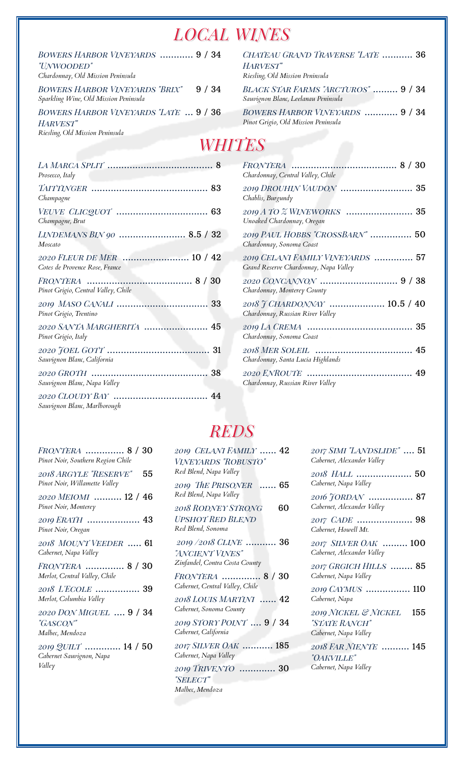# LOCAL WINES

*Bowers Harbor Vineyards "Unwooded"* ............ 9 / 34
*Chardonnay, Old Mission Peninsula*

*Bowers Harbor Vineyards "Brix"* 9 / 34
*Sparkling Wine, Old Mission Peninsula*

*Bowers Harbor Vineyards "Late Harvest"* ... 9 / 36
*Riesling, Old Mission Peninsula*

*Chateau Grand Traverse "Late Harvest"* ........... 36
*Riesling, Old Mission Peninsula*

*Black Star Farms "Arcturos"* ......... 9 / 34
*Sauvignon Blanc, Leelanau Peninsula*

*Bowers Harbor Vineyards* ............ 9 / 34
*Pinot Grigio, Old Mission Peninsula*

# WHITES

*La Marca Split* ...................................... 8
*Prosecco, Italy*

*Taittinger* .......................................... 83
*Champagne*

*Veuve Clicquot* ................................. 63
*Champagne, Brut*

*Lindemans Bin 90* ........................ 8.5 / 32
*Moscato*

*2020 Fleur de Mer* ........................ 10 / 42
*Cotes de Provence Rose, France*

*Frontera* ...................................... 8 / 30
*Pinot Grigio, Central Valley, Chile*

*2019 Maso Canali* ................................. 33
*Pinot Grigio, Trentino*

*2020 Santa Margherita* ....................... 45
*Pinot Grigio, Italy*

*2020 Joel Gott* ..................................... 31
*Sauvignon Blanc, California*

*2020 Groth* .......................................... 38
*Sauvignon Blanc, Napa Valley*

*2020 Cloudy Bay* .................................. 44
*Sauvignon Blanc, Marlborough*

*Frontera* ...................................... 8 / 30
*Chardonnay, Central Valley, Chile*

*2019 Drouhin Vaudon* .......................... 35
*Chablis, Burgundy*

*2019 A to Z Wineworks* ........................ 35
*Unoaked Chardonnay, Oregan*

*2019 Paul Hobbs "Crossbarn"* ............... 50
*Chardonnay, Sonoma Coast*

*2019 Celani Family Vineyards* .............. 57
*Grand Reserve Chardonnay, Napa Valley*

*2020 Concannon* ............................ 9 / 38
*Chardonnay, Monterey County*

*2018 J Chardonnay* .................... 10.5 / 40
*Chardonnay, Russian River Valley*

*2019 La Crema* ..................................... 35
*Chardonnay, Sonoma Coast*

*2018 Mer Soleil* ................................... 45
*Chardonnay, Santa Lucia Highlands*

*2020 EnRoute* ...................................... 49
*Chardonnay, Russian River Valley*

# REDS

*Frontera* .............. 8 / 30
*Pinot Noir, Southern Region Chile*

*2018 Argyle "Reserve"* 55
*Pinot Noir, Willamette Valley*

*2020 Meiomi* .......... 12 / 46
*Pinot Noir, Monterey*

*2019 Erath* ................... 43
*Pinot Noir, Oregan*

*2018 Mount Veeder* ..... 61
*Cabernet, Napa Valley*

*Frontera* .............. 8 / 30
*Merlot, Central Valley, Chile*

*2018 L'Ecole* ................ 39
*Merlot, Columbia Valley*

*2020 Don Miguel "Gascon"* .... 9 / 34
*Malbec, Mendoza*

*2019 Quilt* ............. 14 / 50
*Cabernet Sauvignon, Napa Valley*

*2019 Celani Family Vineyards "Robusto"* ...... 42
*Red Blend, Napa Valley*

*2019 The Prisoner* ...... 65
*Red Blend, Napa Valley*

*2018 Rodney Strong Upshot Red Blend* 60
*Red Blend, Sonoma*

*2019 /2018 Cline "Ancient Vines"* ........... 36
*Zinfandel, Contra Costa County*

*Frontera* .............. 8 / 30
*Cabernet, Central Valley, Chile*

*2018 Louis Martini* ...... 42
*Cabernet, Sonoma County*

*2019 Story Point* .... 9 / 34
*Cabernet, California*

*2017 Silver Oak* ........... 185
*Cabernet, Napa Valley*

*2019 Trivento "Select"* ............. 30
*Malbec, Mendoza*

*2017 Simi "Landslide"* .... 51
*Cabernet, Alexander Valley*

*2018 Hall* .................... 50
*Cabernet, Napa Valley*

*2016 Jordan* ................ 87
*Cabernet, Alexander Valley*

*2017 Cade* .................... 98
*Cabernet, Howell Mt.*

*2017 Silver Oak* ......... 100
*Cabernet, Alexander Valley*

*2017 Grgich Hills* ........ 85
*Cabernet, Napa Valley*

*2019 Caymus* ................ 110
*Cabernet, Napa*

*2019 Nickel & Nickel "State Ranch"* 155
*Cabernet, Napa Valley*

*2018 Far Niente "Oakville"* .......... 145
*Cabernet, Napa Valley*